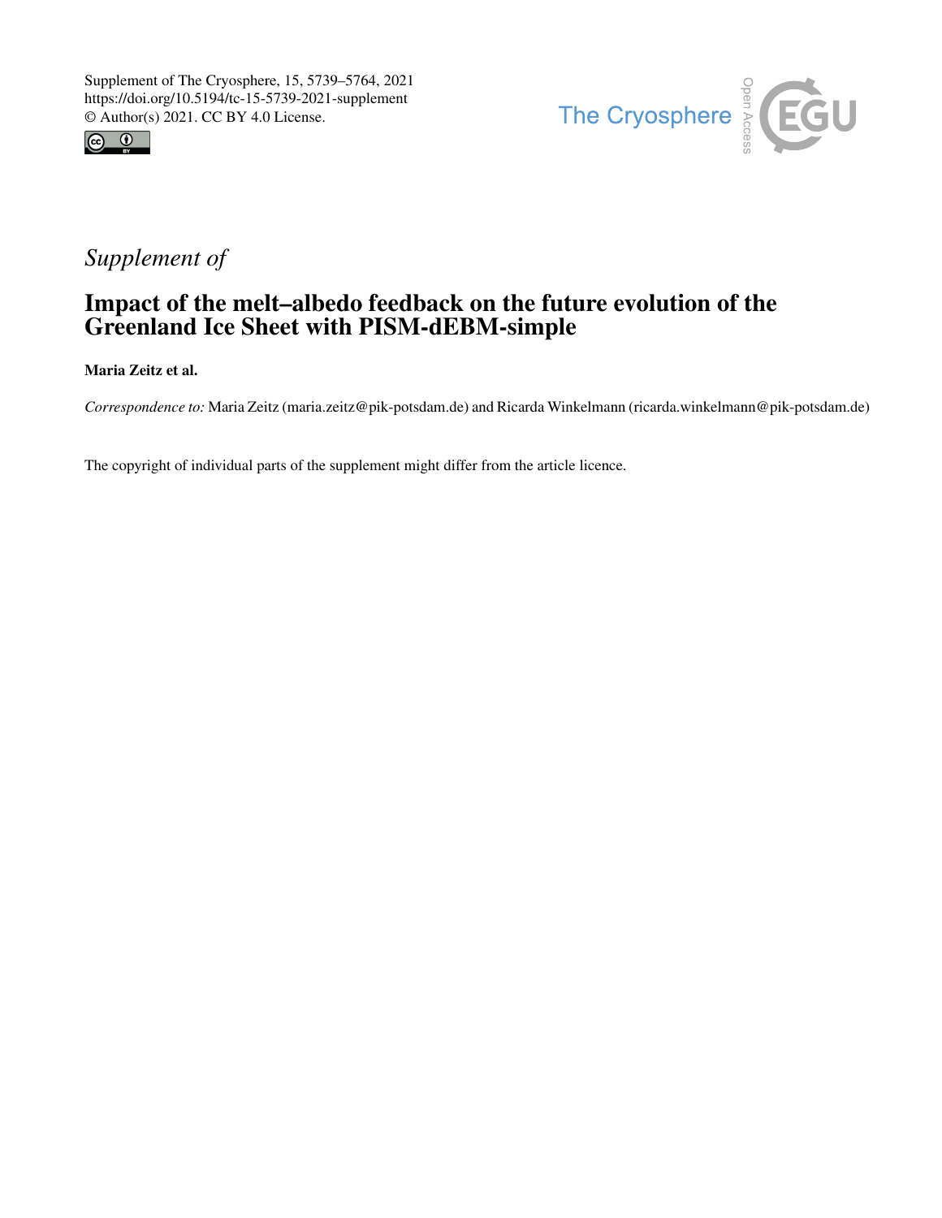Supplement of The Cryosphere, 15, 5739–5764, 2021
https://doi.org/10.5194/tc-15-5739-2021-supplement
© Author(s) 2021. CC BY 4.0 License.

*Supplement of*

# Impact of the melt–albedo feedback on the future evolution of the Greenland Ice Sheet with PISM-dEBM-simple

**Maria Zeitz et al.**

*Correspondence to:* Maria Zeitz (maria.zeitz@pik-potsdam.de) and Ricarda Winkelmann (ricarda.winkelmann@pik-potsdam.de)

The copyright of individual parts of the supplement might differ from the article licence.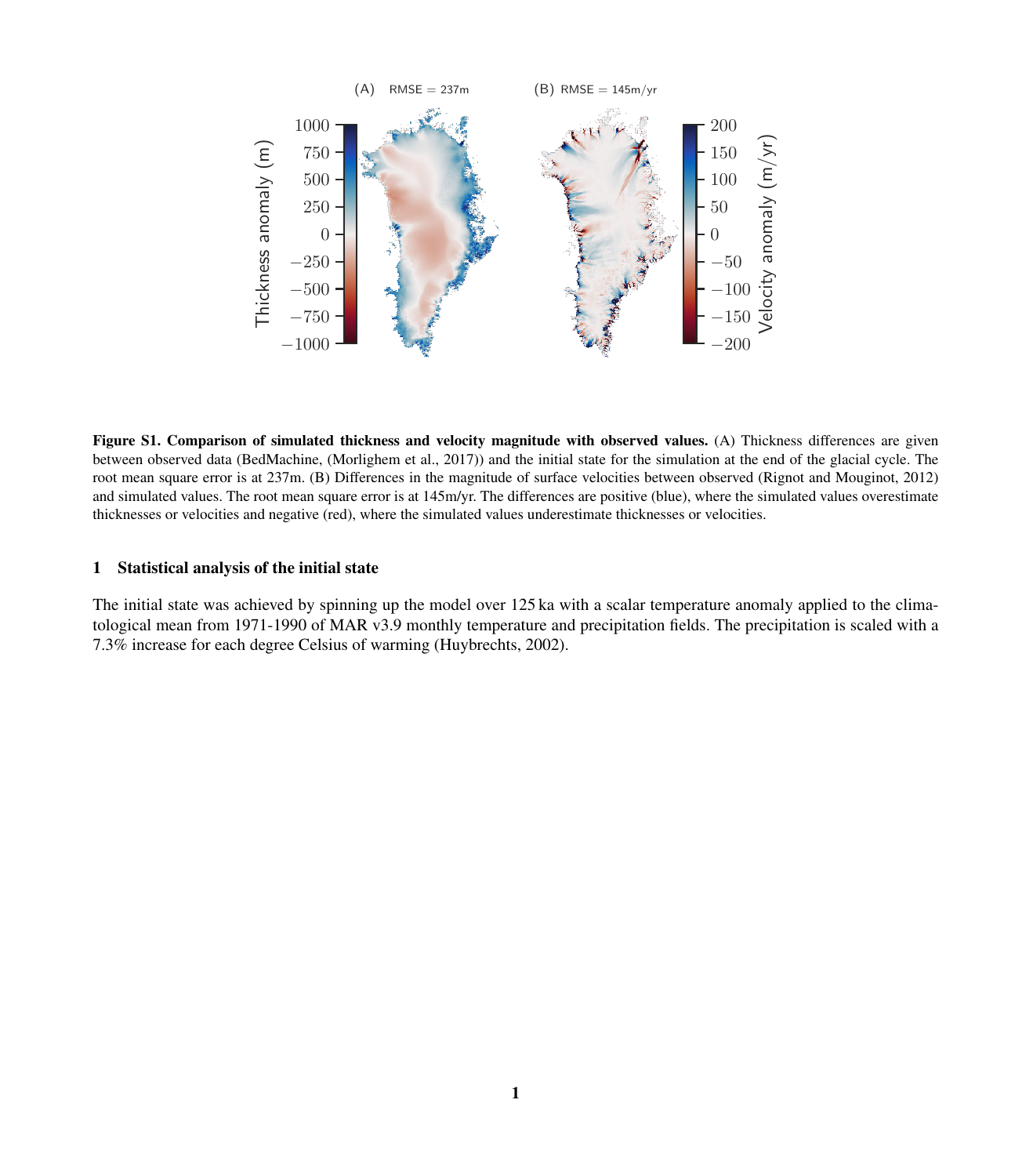**Figure S1. Comparison of simulated thickness and velocity magnitude with observed values.** (A) Thickness differences are given between observed data (BedMachine, (Morlighem et al., 2017)) and the initial state for the simulation at the end of the glacial cycle. The root mean square error is at 237m. (B) Differences in the magnitude of surface velocities between observed (Rignot and Mouginot, 2012) and simulated values. The root mean square error is at 145m/yr. The differences are positive (blue), where the simulated values overestimate thicknesses or velocities and negative (red), where the simulated values underestimate thicknesses or velocities.

# 1 Statistical analysis of the initial state

The initial state was achieved by spinning up the model over 125 ka with a scalar temperature anomaly applied to the climatological mean from 1971-1990 of MAR v3.9 monthly temperature and precipitation fields. The precipitation is scaled with a 7.3% increase for each degree Celsius of warming (Huybrechts, 2002).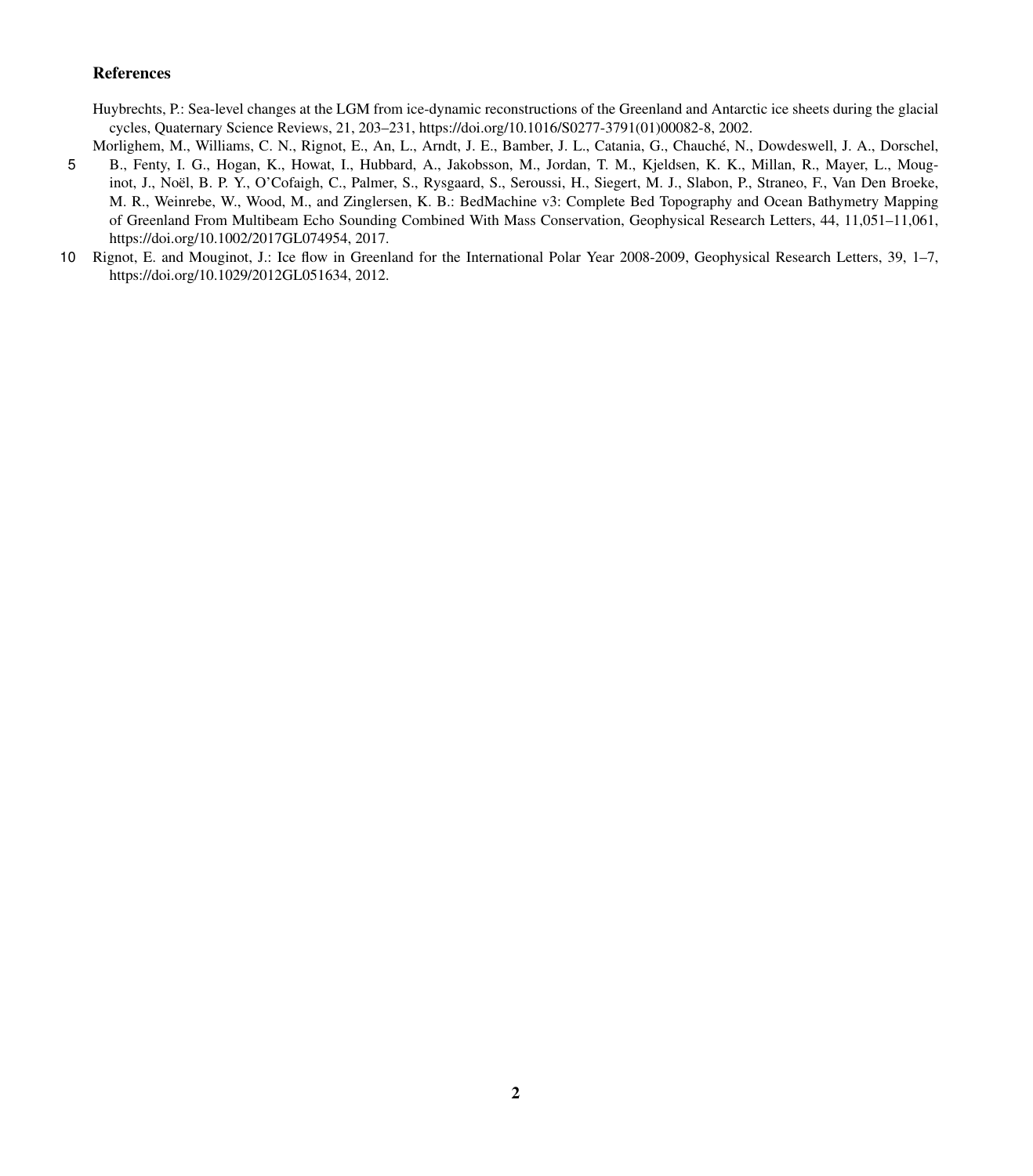## References

Huybrechts, P.: Sea-level changes at the LGM from ice-dynamic reconstructions of the Greenland and Antarctic ice sheets during the glacial cycles, Quaternary Science Reviews, 21, 203–231, https://doi.org/10.1016/S0277-3791(01)00082-8, 2002.

Morlighem, M., Williams, C. N., Rignot, E., An, L., Arndt, J. E., Bamber, J. L., Catania, G., Chauché, N., Dowdeswell, J. A., Dorschel, B., Fenty, I. G., Hogan, K., Howat, I., Hubbard, A., Jakobsson, M., Jordan, T. M., Kjeldsen, K. K., Millan, R., Mayer, L., Mouginot, J., Noël, B. P. Y., O'Cofaigh, C., Palmer, S., Rysgaard, S., Seroussi, H., Siegert, M. J., Slabon, P., Straneo, F., Van Den Broeke, M. R., Weinrebe, W., Wood, M., and Zinglersen, K. B.: BedMachine v3: Complete Bed Topography and Ocean Bathymetry Mapping of Greenland From Multibeam Echo Sounding Combined With Mass Conservation, Geophysical Research Letters, 44, 11,051–11,061, https://doi.org/10.1002/2017GL074954, 2017.

Rignot, E. and Mouginot, J.: Ice flow in Greenland for the International Polar Year 2008-2009, Geophysical Research Letters, 39, 1–7, https://doi.org/10.1029/2012GL051634, 2012.